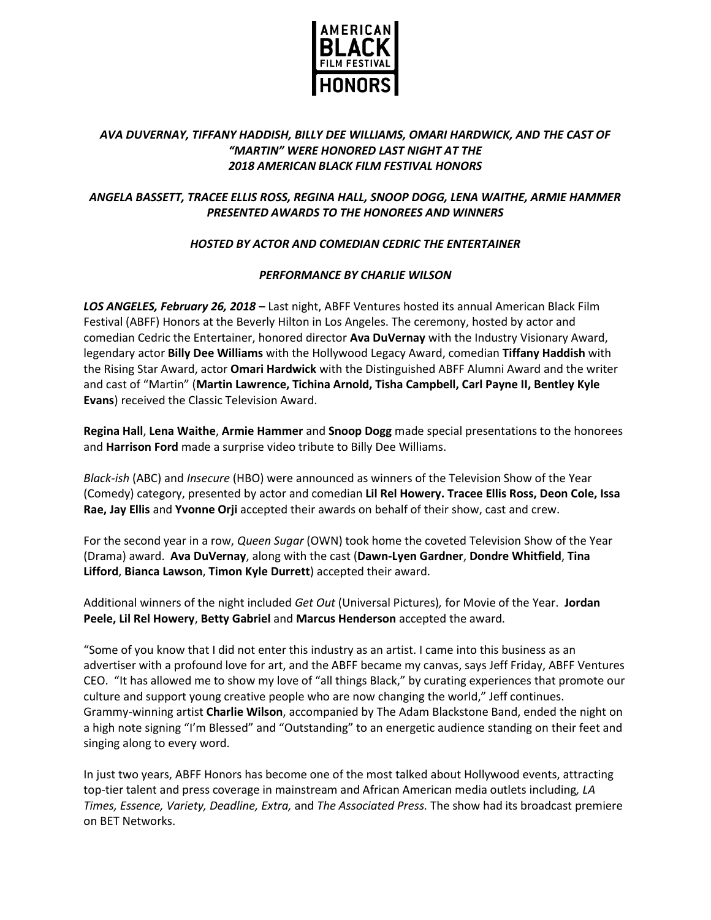AMERICAN BLACK FILM FESTIVAL HONORS

***AVA DUVERNAY, TIFFANY HADDISH, BILLY DEE WILLIAMS, OMARI HARDWICK, AND THE CAST OF "MARTIN" WERE HONORED LAST NIGHT AT THE 2018 AMERICAN BLACK FILM FESTIVAL HONORS***

***ANGELA BASSETT, TRACEE ELLIS ROSS, REGINA HALL, SNOOP DOGG, LENA WAITHE, ARMIE HAMMER PRESENTED AWARDS TO THE HONOREES AND WINNERS***

***HOSTED BY ACTOR AND COMEDIAN CEDRIC THE ENTERTAINER***

***PERFORMANCE BY CHARLIE WILSON***

***LOS ANGELES, February 26, 2018 –*** Last night, ABFF Ventures hosted its annual American Black Film Festival (ABFF) Honors at the Beverly Hilton in Los Angeles. The ceremony, hosted by actor and comedian Cedric the Entertainer, honored director **Ava DuVernay** with the Industry Visionary Award, legendary actor **Billy Dee Williams** with the Hollywood Legacy Award, comedian **Tiffany Haddish** with the Rising Star Award, actor **Omari Hardwick** with the Distinguished ABFF Alumni Award and the writer and cast of "Martin" (**Martin Lawrence, Tichina Arnold, Tisha Campbell, Carl Payne II, Bentley Kyle Evans**) received the Classic Television Award.

**Regina Hall**, **Lena Waithe**, **Armie Hammer** and **Snoop Dogg** made special presentations to the honorees and **Harrison Ford** made a surprise video tribute to Billy Dee Williams.

*Black-ish* (ABC) and *Insecure* (HBO) were announced as winners of the Television Show of the Year (Comedy) category, presented by actor and comedian **Lil Rel Howery. Tracee Ellis Ross, Deon Cole, Issa Rae, Jay Ellis** and **Yvonne Orji** accepted their awards on behalf of their show, cast and crew.

For the second year in a row, *Queen Sugar* (OWN) took home the coveted Television Show of the Year (Drama) award. **Ava DuVernay**, along with the cast (**Dawn-Lyen Gardner**, **Dondre Whitfield**, **Tina Lifford**, **Bianca Lawson**, **Timon Kyle Durrett**) accepted their award.

Additional winners of the night included *Get Out* (Universal Pictures)*,* for Movie of the Year. **Jordan Peele, Lil Rel Howery**, **Betty Gabriel** and **Marcus Henderson** accepted the award.

"Some of you know that I did not enter this industry as an artist. I came into this business as an advertiser with a profound love for art, and the ABFF became my canvas, says Jeff Friday, ABFF Ventures CEO. "It has allowed me to show my love of "all things Black," by curating experiences that promote our culture and support young creative people who are now changing the world," Jeff continues. Grammy-winning artist **Charlie Wilson**, accompanied by The Adam Blackstone Band, ended the night on a high note signing "I'm Blessed" and "Outstanding" to an energetic audience standing on their feet and singing along to every word.

In just two years, ABFF Honors has become one of the most talked about Hollywood events, attracting top-tier talent and press coverage in mainstream and African American media outlets including*, LA Times, Essence, Variety, Deadline, Extra,* and *The Associated Press.* The show had its broadcast premiere on BET Networks.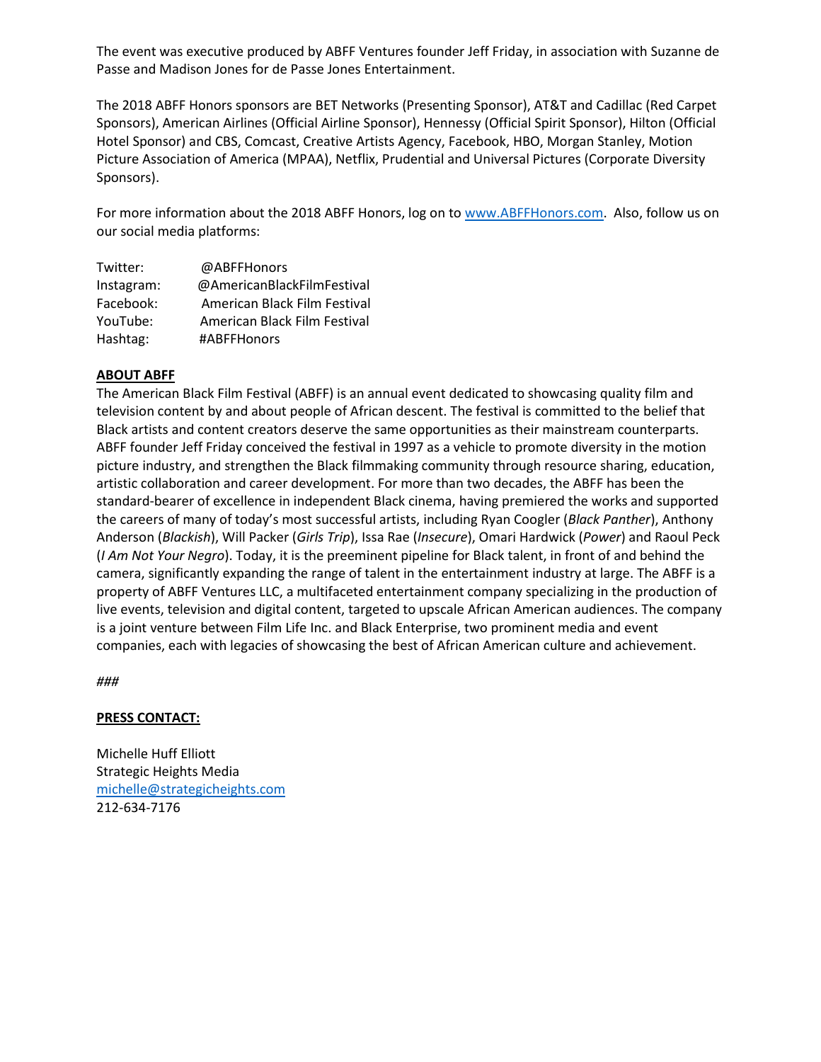The event was executive produced by ABFF Ventures founder Jeff Friday, in association with Suzanne de Passe and Madison Jones for de Passe Jones Entertainment.

The 2018 ABFF Honors sponsors are BET Networks (Presenting Sponsor), AT&T and Cadillac (Red Carpet Sponsors), American Airlines (Official Airline Sponsor), Hennessy (Official Spirit Sponsor), Hilton (Official Hotel Sponsor) and CBS, Comcast, Creative Artists Agency, Facebook, HBO, Morgan Stanley, Motion Picture Association of America (MPAA), Netflix, Prudential and Universal Pictures (Corporate Diversity Sponsors).

For more information about the 2018 ABFF Honors, log on to [www.ABFFHonors.com](http://www.ABFFHonors.com). Also, follow us on our social media platforms:

| | |
|---|---|
| Twitter: | @ABFFHonors |
| Instagram: | @AmericanBlackFilmFestival |
| Facebook: | American Black Film Festival |
| YouTube: | American Black Film Festival |
| Hashtag: | #ABFFHonors |

**ABOUT ABFF**

The American Black Film Festival (ABFF) is an annual event dedicated to showcasing quality film and television content by and about people of African descent. The festival is committed to the belief that Black artists and content creators deserve the same opportunities as their mainstream counterparts. ABFF founder Jeff Friday conceived the festival in 1997 as a vehicle to promote diversity in the motion picture industry, and strengthen the Black filmmaking community through resource sharing, education, artistic collaboration and career development. For more than two decades, the ABFF has been the standard-bearer of excellence in independent Black cinema, having premiered the works and supported the careers of many of today's most successful artists, including Ryan Coogler (*Black Panther*), Anthony Anderson (*Blackish*), Will Packer (*Girls Trip*), Issa Rae (*Insecure*), Omari Hardwick (*Power*) and Raoul Peck (*I Am Not Your Negro*). Today, it is the preeminent pipeline for Black talent, in front of and behind the camera, significantly expanding the range of talent in the entertainment industry at large. The ABFF is a property of ABFF Ventures LLC, a multifaceted entertainment company specializing in the production of live events, television and digital content, targeted to upscale African American audiences. The company is a joint venture between Film Life Inc. and Black Enterprise, two prominent media and event companies, each with legacies of showcasing the best of African American culture and achievement.

###

**PRESS CONTACT:**

Michelle Huff Elliott
Strategic Heights Media
[michelle@strategicheights.com](mailto:michelle@strategicheights.com)
212-634-7176